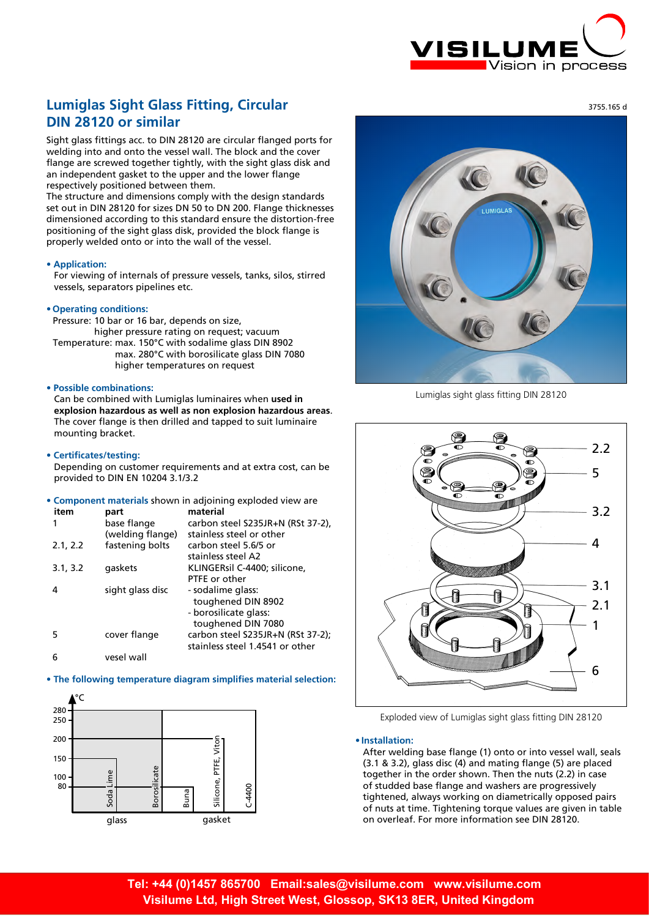# Lumiglas Sight Glass Fitting, Circular DIN 28120 or similar

3755.165 d

Sight glass fittings acc. to DIN 28120 are circular flanged ports for welding into and onto the vessel wall. The block and the cover flange are screwed together tightly, with the sight glass disk and an independent gasket to the upper and the lower flange respectively positioned between them.
The structure and dimensions comply with the design standards set out in DIN 28120 for sizes DN 50 to DN 200. Flange thicknesses dimensioned according to this standard ensure the distortion-free positioning of the sight glass disk, provided the block flange is properly welded onto or into the wall of the vessel.

**• Application:**
For viewing of internals of pressure vessels, tanks, silos, stirred vessels, separators pipelines etc.

**• Operating conditions:**
Pressure: 10 bar or 16 bar, depends on size,
higher pressure rating on request; vacuum
Temperature: max. 150°C with sodalime glass DIN 8902
max. 280°C with borosilicate glass DIN 7080
higher temperatures on request

**• Possible combinations:**
Can be combined with Lumiglas luminaires when **used in explosion hazardous as well as non explosion hazardous areas**. The cover flange is then drilled and tapped to suit luminaire mounting bracket.

**• Certificates/testing:**
Depending on customer requirements and at extra cost, can be provided to DIN EN 10204 3.1/3.2

**• Component materials** shown in adjoining exploded view are

| item | part | material |
|---|---|---|
| 1 | base flange (welding flange) | carbon steel S235JR+N (RSt 37-2), stainless steel or other |
| 2.1, 2.2 | fastening bolts | carbon steel 5.6/5 or stainless steel A2 |
| 3.1, 3.2 | gaskets | KLINGERsil C-4400; silicone, PTFE or other |
| 4 | sight glass disc | - sodalime glass: toughened DIN 8902<br>- borosilicate glass: toughened DIN 7080 |
| 5 | cover flange | carbon steel S235JR+N (RSt 37-2); stainless steel 1.4541 or other |
| 6 | vesel wall | |

**• The following temperature diagram simplifies material selection:**

(Diagram: °C axis 80–280; glass: Soda Lime, Borosilicate; gasket: Buna, Silicone, PTFE, Viton, C-4400)

Lumiglas sight glass fitting DIN 28120

Exploded view of Lumiglas sight glass fitting DIN 28120

**• Installation:**
After welding base flange (1) onto or into vessel wall, seals (3.1 & 3.2), glass disc (4) and mating flange (5) are placed together in the order shown. Then the nuts (2.2) in case of studded base flange and washers are progressively tightened, always working on diametrically opposed pairs of nuts at time. Tightening torque values are given in table on overleaf. For more information see DIN 28120.

**Tel: +44 (0)1457 865700 Email:sales@visilume.com www.visilume.com**
**Visilume Ltd, High Street West, Glossop, SK13 8ER, United Kingdom**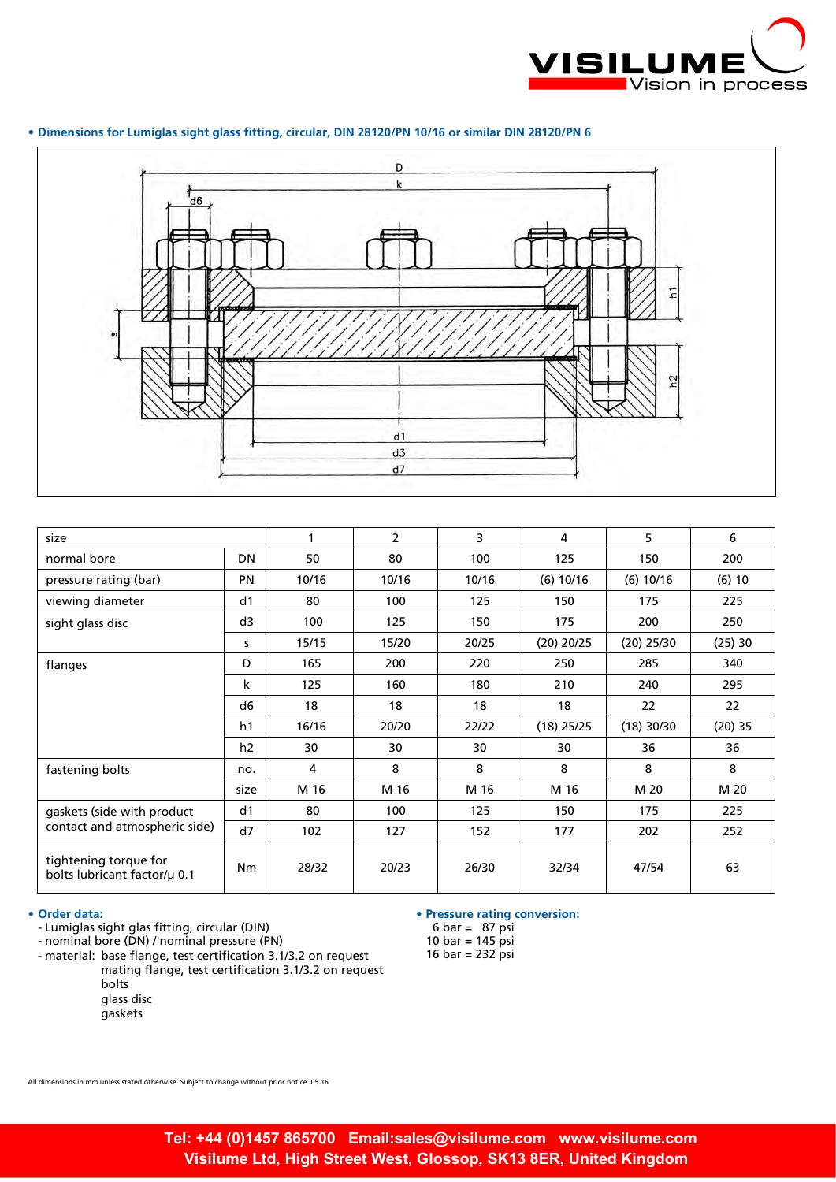**• Dimensions for Lumiglas sight glass fitting, circular, DIN 28120/PN 10/16 or similar DIN 28120/PN 6**

D
k
d6
s
h1
h2
d1
d3
d7

| size | | 1 | 2 | 3 | 4 | 5 | 6 |
|---|---|---|---|---|---|---|---|
| normal bore | DN | 50 | 80 | 100 | 125 | 150 | 200 |
| pressure rating (bar) | PN | 10/16 | 10/16 | 10/16 | (6) 10/16 | (6) 10/16 | (6) 10 |
| viewing diameter | d1 | 80 | 100 | 125 | 150 | 175 | 225 |
| sight glass disc | d3 | 100 | 125 | 150 | 175 | 200 | 250 |
| | s | 15/15 | 15/20 | 20/25 | (20) 20/25 | (20) 25/30 | (25) 30 |
| flanges | D | 165 | 200 | 220 | 250 | 285 | 340 |
| | k | 125 | 160 | 180 | 210 | 240 | 295 |
| | d6 | 18 | 18 | 18 | 18 | 22 | 22 |
| | h1 | 16/16 | 20/20 | 22/22 | (18) 25/25 | (18) 30/30 | (20) 35 |
| | h2 | 30 | 30 | 30 | 30 | 36 | 36 |
| fastening bolts | no. | 4 | 8 | 8 | 8 | 8 | 8 |
| | size | M 16 | M 16 | M 16 | M 16 | M 20 | M 20 |
| gaskets (side with product contact and atmospheric side) | d1 | 80 | 100 | 125 | 150 | 175 | 225 |
| | d7 | 102 | 127 | 152 | 177 | 202 | 252 |
| tightening torque for bolts lubricant factor/μ 0.1 | Nm | 28/32 | 20/23 | 26/30 | 32/34 | 47/54 | 63 |

**• Order data:**

- Lumiglas sight glas fitting, circular (DIN)
- nominal bore (DN) / nominal pressure (PN)
- material: base flange, test certification 3.1/3.2 on request
  mating flange, test certification 3.1/3.2 on request
  bolts
  glass disc
  gaskets

**• Pressure rating conversion:**

6 bar = 87 psi
10 bar = 145 psi
16 bar = 232 psi

All dimensions in mm unless stated otherwise. Subject to change without prior notice. 05.16

**Tel: +44 (0)1457 865700 Email:sales@visilume.com www.visilume.com**
**Visilume Ltd, High Street West, Glossop, SK13 8ER, United Kingdom**